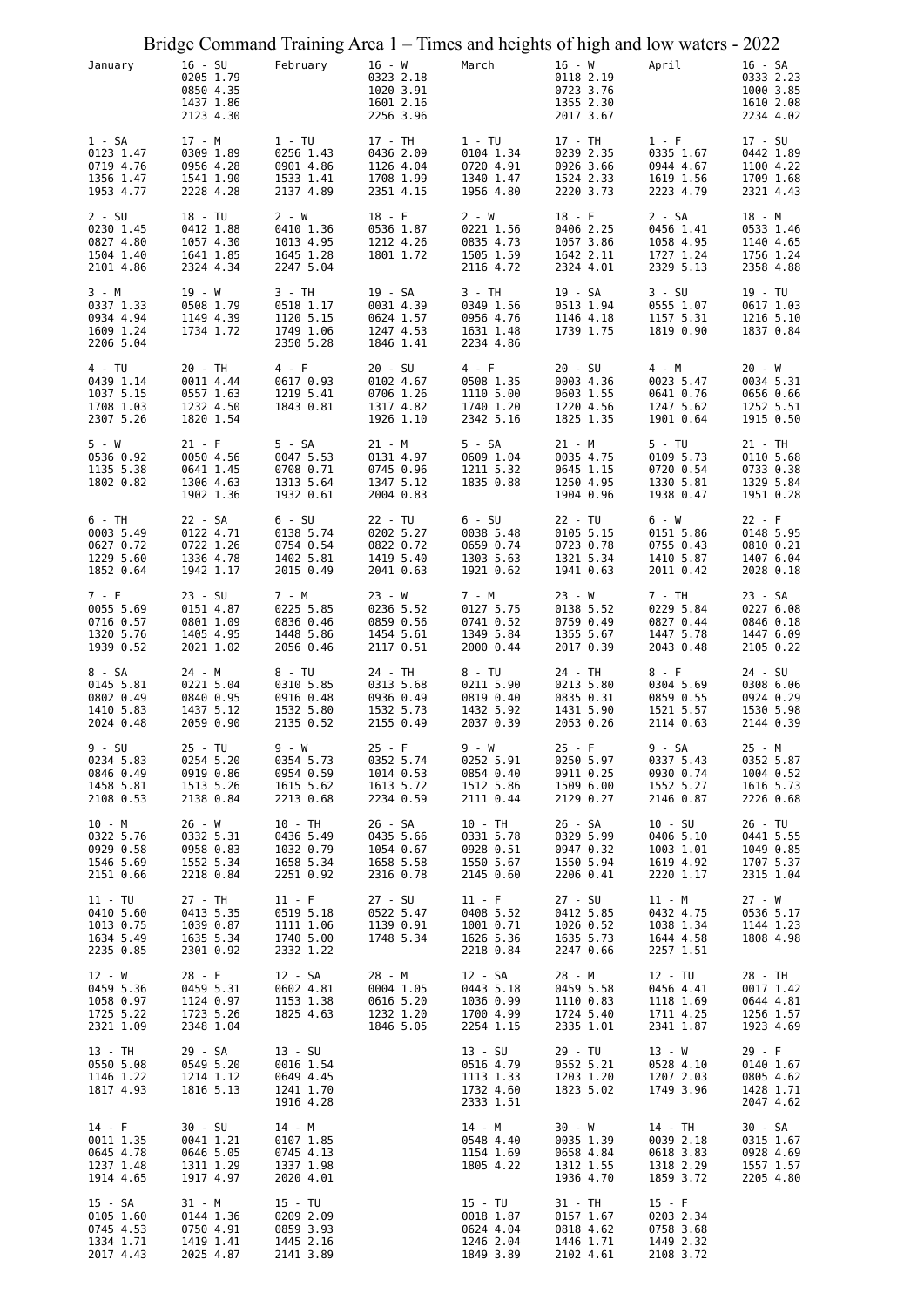# Bridge Command Training Area 1 – Times and heights of high and low waters - 2022

| January | | February | | March | | April | |
|---|---|---|---|---|---|---|---|
| | 16 - SU<br>0205 1.79<br>0850 4.35<br>1437 1.86<br>2123 4.30 | | 16 - W<br>0323 2.18<br>1020 3.91<br>1601 2.16<br>2256 3.96 | | 16 - W<br>0118 2.19<br>0723 3.76<br>1355 2.30<br>2017 3.67 | | 16 - SA<br>0333 2.23<br>1000 3.85<br>1610 2.08<br>2234 4.02 |
| 1 - SA<br>0123 1.47<br>0719 4.76<br>1356 1.47<br>1953 4.77 | 17 - M<br>0309 1.89<br>0956 4.28<br>1541 1.90<br>2228 4.28 | 1 - TU<br>0256 1.43<br>0901 4.86<br>1533 1.41<br>2137 4.89 | 17 - TH<br>0436 2.09<br>1126 4.04<br>1708 1.99<br>2351 4.15 | 1 - TU<br>0104 1.34<br>0720 4.91<br>1340 1.47<br>1956 4.80 | 17 - TH<br>0239 2.35<br>0926 3.66<br>1524 2.33<br>2220 3.73 | 1 - F<br>0335 1.67<br>0944 4.67<br>1619 1.56<br>2223 4.79 | 17 - SU<br>0442 1.89<br>1100 4.22<br>1709 1.68<br>2321 4.43 |
| 2 - SU<br>0230 1.45<br>0827 4.80<br>1504 1.40<br>2101 4.86 | 18 - TU<br>0412 1.88<br>1057 4.30<br>1641 1.85<br>2324 4.34 | 2 - W<br>0410 1.36<br>1013 4.95<br>1645 1.28<br>2247 5.04 | 18 - F<br>0536 1.87<br>1212 4.26<br>1801 1.72 | 2 - W<br>0221 1.56<br>0835 4.73<br>1505 1.59<br>2116 4.72 | 18 - F<br>0406 2.25<br>1057 3.86<br>1642 2.11<br>2324 4.01 | 2 - SA<br>0456 1.41<br>1058 4.95<br>1727 1.24<br>2329 5.13 | 18 - M<br>0533 1.46<br>1140 4.65<br>1756 1.24<br>2358 4.88 |
| 3 - M<br>0337 1.33<br>0934 4.94<br>1609 1.24<br>2206 5.04 | 19 - W<br>0508 1.79<br>1149 4.39<br>1734 1.72 | 3 - TH<br>0518 1.17<br>1120 5.15<br>1749 1.06<br>2350 5.28 | 19 - SA<br>0031 4.39<br>0624 1.57<br>1247 4.53<br>1846 1.41 | 3 - TH<br>0349 1.56<br>0956 4.76<br>1631 1.48<br>2234 4.86 | 19 - SA<br>0513 1.94<br>1146 4.18<br>1739 1.75 | 3 - SU<br>0555 1.07<br>1157 5.31<br>1819 0.90 | 19 - TU<br>0617 1.03<br>1216 5.10<br>1837 0.84 |
| 4 - TU<br>0439 1.14<br>1037 5.15<br>1708 1.03<br>2307 5.26 | 20 - TH<br>0011 4.44<br>0557 1.63<br>1232 4.50<br>1820 1.54 | 4 - F<br>0617 0.93<br>1219 5.41<br>1843 0.81 | 20 - SU<br>0102 4.67<br>0706 1.26<br>1317 4.82<br>1926 1.10 | 4 - F<br>0508 1.35<br>1110 5.00<br>1740 1.20<br>2342 5.16 | 20 - SU<br>0003 4.36<br>0603 1.55<br>1220 4.56<br>1825 1.35 | 4 - M<br>0023 5.47<br>0641 0.76<br>1247 5.62<br>1901 0.64 | 20 - W<br>0034 5.31<br>0656 0.66<br>1252 5.51<br>1915 0.50 |
| 5 - W<br>0536 0.92<br>1135 5.38<br>1802 0.82 | 21 - F<br>0050 4.56<br>0641 1.45<br>1306 4.63<br>1902 1.36 | 5 - SA<br>0047 5.53<br>0708 0.71<br>1313 5.64<br>1932 0.61 | 21 - M<br>0131 4.97<br>0745 0.96<br>1347 5.12<br>2004 0.83 | 5 - SA<br>0609 1.04<br>1211 5.32<br>1835 0.88 | 21 - M<br>0035 4.75<br>0645 1.15<br>1250 4.95<br>1904 0.96 | 5 - TU<br>0109 5.73<br>0720 0.54<br>1330 5.81<br>1938 0.47 | 21 - TH<br>0110 5.68<br>0733 0.38<br>1329 5.84<br>1951 0.28 |
| 6 - TH<br>0003 5.49<br>0627 0.72<br>1229 5.60<br>1852 0.64 | 22 - SA<br>0122 4.71<br>0722 1.26<br>1336 4.78<br>1942 1.17 | 6 - SU<br>0138 5.74<br>0754 0.54<br>1402 5.81<br>2015 0.49 | 22 - TU<br>0202 5.27<br>0822 0.72<br>1419 5.40<br>2041 0.63 | 6 - SU<br>0038 5.48<br>0659 0.74<br>1303 5.63<br>1921 0.62 | 22 - TU<br>0105 5.15<br>0723 0.78<br>1321 5.34<br>1941 0.63 | 6 - W<br>0151 5.86<br>0755 0.43<br>1410 5.87<br>2011 0.42 | 22 - F<br>0148 5.95<br>0810 0.21<br>1407 6.04<br>2028 0.18 |
| 7 - F<br>0055 5.69<br>0716 0.57<br>1320 5.76<br>1939 0.52 | 23 - SU<br>0151 4.87<br>0801 1.09<br>1405 4.95<br>2021 1.02 | 7 - M<br>0225 5.85<br>0836 0.46<br>1448 5.86<br>2056 0.46 | 23 - W<br>0236 5.52<br>0859 0.56<br>1454 5.61<br>2117 0.51 | 7 - M<br>0127 5.75<br>0741 0.52<br>1349 5.84<br>2000 0.44 | 23 - W<br>0138 5.52<br>0759 0.49<br>1355 5.67<br>2017 0.39 | 7 - TH<br>0229 5.84<br>0827 0.44<br>1447 5.78<br>2043 0.48 | 23 - SA<br>0227 6.08<br>0846 0.18<br>1447 6.09<br>2105 0.22 |
| 8 - SA<br>0145 5.81<br>0802 0.49<br>1410 5.83<br>2024 0.48 | 24 - M<br>0221 5.04<br>0840 0.95<br>1437 5.12<br>2059 0.90 | 8 - TU<br>0310 5.85<br>0916 0.48<br>1532 5.80<br>2135 0.52 | 24 - TH<br>0313 5.68<br>0936 0.49<br>1532 5.73<br>2155 0.49 | 8 - TU<br>0211 5.90<br>0819 0.40<br>1432 5.92<br>2037 0.39 | 24 - TH<br>0213 5.80<br>0835 0.31<br>1431 5.90<br>2053 0.26 | 8 - F<br>0304 5.69<br>0859 0.55<br>1521 5.57<br>2114 0.63 | 24 - SU<br>0308 6.06<br>0924 0.29<br>1530 5.98<br>2144 0.39 |
| 9 - SU<br>0234 5.83<br>0846 0.49<br>1458 5.81<br>2108 0.53 | 25 - TU<br>0254 5.20<br>0919 0.86<br>1513 5.26<br>2138 0.84 | 9 - W<br>0354 5.73<br>0954 0.59<br>1615 5.62<br>2213 0.68 | 25 - F<br>0352 5.74<br>1014 0.53<br>1613 5.72<br>2234 0.59 | 9 - W<br>0252 5.91<br>0854 0.40<br>1512 5.86<br>2111 0.44 | 25 - F<br>0250 5.97<br>0911 0.25<br>1509 6.00<br>2129 0.27 | 9 - SA<br>0337 5.43<br>0930 0.74<br>1552 5.27<br>2146 0.87 | 25 - M<br>0352 5.87<br>1004 0.52<br>1616 5.73<br>2226 0.68 |
| 10 - M<br>0322 5.76<br>0929 0.58<br>1546 5.69<br>2151 0.66 | 26 - W<br>0332 5.31<br>0958 0.83<br>1552 5.34<br>2218 0.84 | 10 - TH<br>0436 5.49<br>1032 0.79<br>1658 5.34<br>2251 0.92 | 26 - SA<br>0435 5.66<br>1054 0.67<br>1658 5.58<br>2316 0.78 | 10 - TH<br>0331 5.78<br>0928 0.51<br>1550 5.67<br>2145 0.60 | 26 - SA<br>0329 5.99<br>0947 0.32<br>1550 5.94<br>2206 0.41 | 10 - SU<br>0406 5.10<br>1003 1.01<br>1619 4.92<br>2220 1.17 | 26 - TU<br>0441 5.55<br>1049 0.85<br>1707 5.37<br>2315 1.04 |
| 11 - TU<br>0410 5.60<br>1013 0.75<br>1634 5.49<br>2235 0.85 | 27 - TH<br>0413 5.35<br>1039 0.87<br>1635 5.34<br>2301 0.92 | 11 - F<br>0519 5.18<br>1111 1.06<br>1740 5.00<br>2332 1.22 | 27 - SU<br>0522 5.47<br>1139 0.91<br>1748 5.34 | 11 - F<br>0408 5.52<br>1001 0.71<br>1626 5.36<br>2218 0.84 | 27 - SU<br>0412 5.85<br>1026 0.52<br>1635 5.73<br>2247 0.66 | 11 - M<br>0432 4.75<br>1038 1.34<br>1644 4.58<br>2257 1.51 | 27 - W<br>0536 5.17<br>1144 1.23<br>1808 4.98 |
| 12 - W<br>0459 5.36<br>1058 0.97<br>1725 5.22<br>2321 1.09 | 28 - F<br>0459 5.31<br>1124 0.97<br>1723 5.26<br>2348 1.04 | 12 - SA<br>0602 4.81<br>1153 1.38<br>1825 4.63 | 28 - M<br>0004 1.05<br>0616 5.20<br>1232 1.20<br>1846 5.05 | 12 - SA<br>0443 5.18<br>1036 0.99<br>1700 4.99<br>2254 1.15 | 28 - M<br>0459 5.58<br>1110 0.83<br>1724 5.40<br>2335 1.01 | 12 - TU<br>0456 4.41<br>1118 1.69<br>1711 4.25<br>2341 1.87 | 28 - TH<br>0017 1.42<br>0644 4.81<br>1256 1.57<br>1923 4.69 |
| 13 - TH<br>0550 5.08<br>1146 1.22<br>1817 4.93 | 29 - SA<br>0549 5.20<br>1214 1.12<br>1816 5.13 | 13 - SU<br>0016 1.54<br>0649 4.45<br>1241 1.70<br>1916 4.28 | | 13 - SU<br>0516 4.79<br>1113 1.33<br>1732 4.60<br>2333 1.51 | 29 - TU<br>0552 5.21<br>1203 1.20<br>1823 5.02 | 13 - W<br>0528 4.10<br>1207 2.03<br>1749 3.96 | 29 - F<br>0140 1.67<br>0805 4.62<br>1428 1.71<br>2047 4.62 |
| 14 - F<br>0011 1.35<br>0645 4.78<br>1237 1.48<br>1914 4.65 | 30 - SU<br>0041 1.21<br>0646 5.05<br>1311 1.29<br>1917 4.97 | 14 - M<br>0107 1.85<br>0745 4.13<br>1337 1.98<br>2020 4.01 | | 14 - M<br>0548 4.40<br>1154 1.69<br>1805 4.22 | 30 - W<br>0035 1.39<br>0658 4.84<br>1312 1.55<br>1936 4.70 | 14 - TH<br>0039 2.18<br>0618 3.83<br>1318 2.29<br>1859 3.72 | 30 - SA<br>0315 1.67<br>0928 4.69<br>1557 1.57<br>2205 4.80 |
| 15 - SA<br>0105 1.60<br>0745 4.53<br>1334 1.71<br>2017 4.43 | 31 - M<br>0144 1.36<br>0750 4.91<br>1419 1.41<br>2025 4.87 | 15 - TU<br>0209 2.09<br>0859 3.93<br>1445 2.16<br>2141 3.89 | | 15 - TU<br>0018 1.87<br>0624 4.04<br>1246 2.04<br>1849 3.89 | 31 - TH<br>0157 1.67<br>0818 4.62<br>1446 1.71<br>2102 4.61 | 15 - F<br>0203 2.34<br>0758 3.68<br>1449 2.32<br>2108 3.72 | |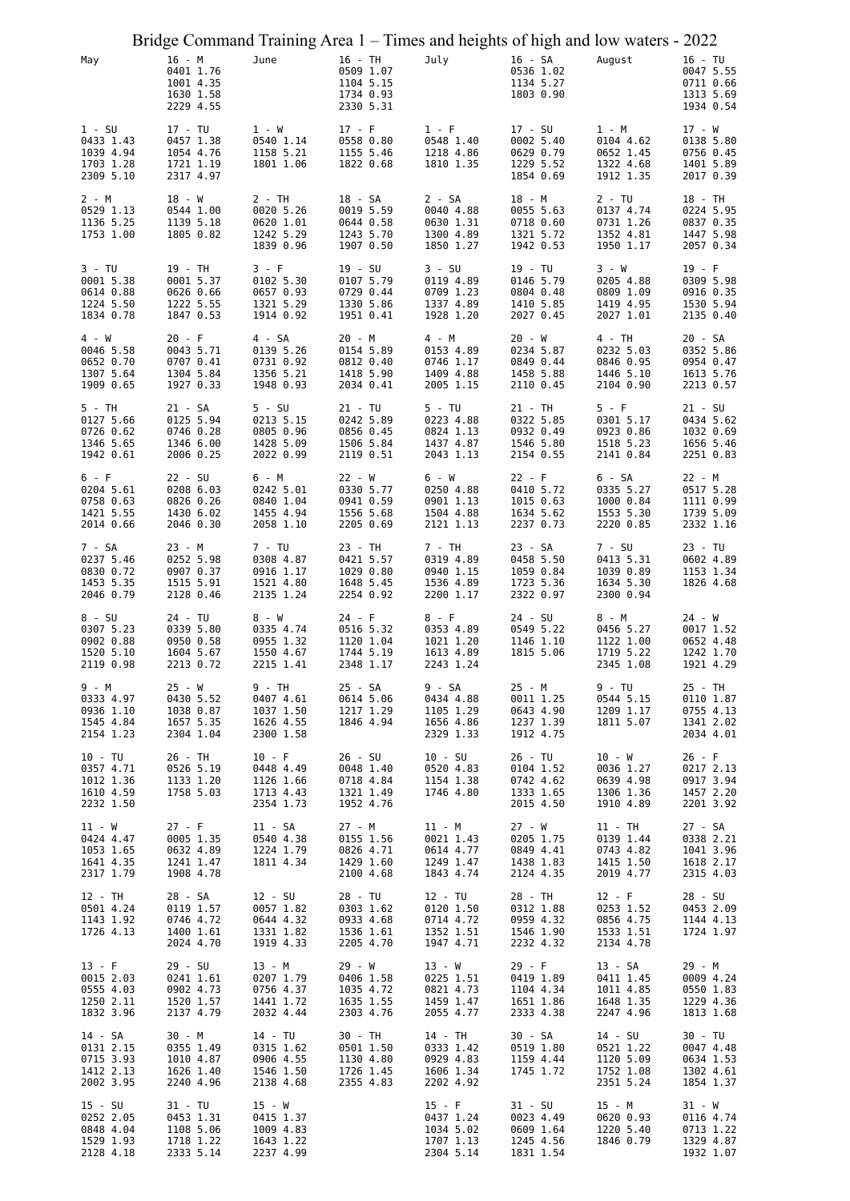# Bridge Command Training Area 1 – Times and heights of high and low waters - 2022

| May | | June | | July | | August | |
|---|---|---|---|---|---|---|---|
| | 16 - M<br>0401 1.76<br>1001 4.35<br>1630 1.58<br>2229 4.55 | | 16 - TH<br>0509 1.07<br>1104 5.15<br>1734 0.93<br>2330 5.31 | | 16 - SA<br>0536 1.02<br>1134 5.27<br>1803 0.90 | | 16 - TU<br>0047 5.55<br>0711 0.66<br>1313 5.69<br>1934 0.54 |
| 1 - SU<br>0433 1.43<br>1039 4.94<br>1703 1.28<br>2309 5.10 | 17 - TU<br>0457 1.38<br>1054 4.76<br>1721 1.19<br>2317 4.97 | 1 - W<br>0540 1.14<br>1158 5.21<br>1801 1.06 | 17 - F<br>0558 0.80<br>1155 5.46<br>1822 0.68 | 1 - F<br>0548 1.40<br>1218 4.86<br>1810 1.35 | 17 - SU<br>0002 5.40<br>0629 0.79<br>1229 5.52<br>1854 0.69 | 1 - M<br>0104 4.62<br>0652 1.45<br>1322 4.68<br>1912 1.35 | 17 - W<br>0138 5.80<br>0756 0.45<br>1401 5.89<br>2017 0.39 |
| 2 - M<br>0529 1.13<br>1136 5.25<br>1753 1.00 | 18 - W<br>0544 1.00<br>1139 5.18<br>1805 0.82 | 2 - TH<br>0020 5.26<br>0620 1.01<br>1242 5.29<br>1839 0.96 | 18 - SA<br>0019 5.59<br>0644 0.58<br>1243 5.70<br>1907 0.50 | 2 - SA<br>0040 4.88<br>0630 1.31<br>1300 4.89<br>1850 1.27 | 18 - M<br>0055 5.63<br>0718 0.60<br>1321 5.72<br>1942 0.53 | 2 - TU<br>0137 4.74<br>0731 1.26<br>1352 4.81<br>1950 1.17 | 18 - TH<br>0224 5.95<br>0837 0.35<br>1447 5.98<br>2057 0.34 |
| 3 - TU<br>0001 5.38<br>0614 0.88<br>1224 5.50<br>1834 0.78 | 19 - TH<br>0001 5.37<br>0626 0.66<br>1222 5.55<br>1847 0.53 | 3 - F<br>0102 5.30<br>0657 0.93<br>1321 5.29<br>1914 0.92 | 19 - SU<br>0107 5.79<br>0729 0.44<br>1330 5.86<br>1951 0.41 | 3 - SU<br>0119 4.89<br>0709 1.23<br>1337 4.89<br>1928 1.20 | 19 - TU<br>0146 5.79<br>0804 0.48<br>1410 5.85<br>2027 0.45 | 3 - W<br>0205 4.88<br>0809 1.09<br>1419 4.95<br>2027 1.01 | 19 - F<br>0309 5.98<br>0916 0.35<br>1530 5.94<br>2135 0.40 |
| 4 - W<br>0046 5.58<br>0652 0.70<br>1307 5.64<br>1909 0.65 | 20 - F<br>0043 5.71<br>0707 0.41<br>1304 5.84<br>1927 0.33 | 4 - SA<br>0139 5.26<br>0731 0.92<br>1356 5.21<br>1948 0.93 | 20 - M<br>0154 5.89<br>0812 0.40<br>1418 5.90<br>2034 0.41 | 4 - M<br>0153 4.89<br>0746 1.17<br>1409 4.88<br>2005 1.15 | 20 - W<br>0234 5.87<br>0849 0.44<br>1458 5.88<br>2110 0.45 | 4 - TH<br>0232 5.03<br>0846 0.95<br>1446 5.10<br>2104 0.90 | 20 - SA<br>0352 5.86<br>0954 0.47<br>1613 5.76<br>2213 0.57 |
| 5 - TH<br>0127 5.66<br>0726 0.62<br>1346 5.65<br>1942 0.61 | 21 - SA<br>0125 5.94<br>0746 0.28<br>1346 6.00<br>2006 0.25 | 5 - SU<br>0213 5.15<br>0805 0.96<br>1428 5.09<br>2022 0.99 | 21 - TU<br>0242 5.89<br>0856 0.45<br>1506 5.84<br>2119 0.51 | 5 - TU<br>0223 4.88<br>0824 1.13<br>1437 4.87<br>2043 1.13 | 21 - TH<br>0322 5.85<br>0932 0.49<br>1546 5.80<br>2154 0.55 | 5 - F<br>0301 5.17<br>0923 0.86<br>1518 5.23<br>2141 0.84 | 21 - SU<br>0434 5.62<br>1032 0.69<br>1656 5.46<br>2251 0.83 |
| 6 - F<br>0204 5.61<br>0758 0.63<br>1421 5.55<br>2014 0.66 | 22 - SU<br>0208 6.03<br>0826 0.26<br>1430 6.02<br>2046 0.30 | 6 - M<br>0242 5.01<br>0840 1.04<br>1455 4.94<br>2058 1.10 | 22 - W<br>0330 5.77<br>0941 0.59<br>1556 5.68<br>2205 0.69 | 6 - W<br>0250 4.88<br>0901 1.13<br>1504 4.88<br>2121 1.13 | 22 - F<br>0410 5.72<br>1015 0.63<br>1634 5.62<br>2237 0.73 | 6 - SA<br>0335 5.27<br>1000 0.84<br>1553 5.30<br>2220 0.85 | 22 - M<br>0517 5.28<br>1111 0.99<br>1739 5.09<br>2332 1.16 |
| 7 - SA<br>0237 5.46<br>0830 0.72<br>1453 5.35<br>2046 0.79 | 23 - M<br>0252 5.98<br>0907 0.37<br>1515 5.91<br>2128 0.46 | 7 - TU<br>0308 4.87<br>0916 1.17<br>1521 4.80<br>2135 1.24 | 23 - TH<br>0421 5.57<br>1029 0.80<br>1648 5.45<br>2254 0.92 | 7 - TH<br>0319 4.89<br>0940 1.15<br>1536 4.89<br>2200 1.17 | 23 - SA<br>0458 5.50<br>1059 0.84<br>1723 5.36<br>2322 0.97 | 7 - SU<br>0413 5.31<br>1039 0.89<br>1634 5.30<br>2300 0.94 | 23 - TU<br>0602 4.89<br>1153 1.34<br>1826 4.68 |
| 8 - SU<br>0307 5.23<br>0902 0.88<br>1520 5.10<br>2119 0.98 | 24 - TU<br>0339 5.80<br>0950 0.58<br>1604 5.67<br>2213 0.72 | 8 - W<br>0335 4.74<br>0955 1.32<br>1550 4.67<br>2215 1.41 | 24 - F<br>0516 5.32<br>1120 1.04<br>1744 5.19<br>2348 1.17 | 8 - F<br>0353 4.89<br>1021 1.20<br>1613 4.89<br>2243 1.24 | 24 - SU<br>0549 5.22<br>1146 1.10<br>1815 5.06 | 8 - M<br>0456 5.27<br>1122 1.00<br>1719 5.22<br>2345 1.08 | 24 - W<br>0017 1.52<br>0652 4.48<br>1242 1.70<br>1921 4.29 |
| 9 - M<br>0333 4.97<br>0936 1.10<br>1545 4.84<br>2154 1.23 | 25 - W<br>0430 5.52<br>1038 0.87<br>1657 5.35<br>2304 1.04 | 9 - TH<br>0407 4.61<br>1037 1.50<br>1626 4.55<br>2300 1.58 | 25 - SA<br>0614 5.06<br>1217 1.29<br>1846 4.94 | 9 - SA<br>0434 4.88<br>1105 1.29<br>1656 4.86<br>2329 1.33 | 25 - M<br>0011 1.25<br>0643 4.90<br>1237 1.39<br>1912 4.75 | 9 - TU<br>0544 5.15<br>1209 1.17<br>1811 5.07 | 25 - TH<br>0110 1.87<br>0755 4.13<br>1341 2.02<br>2034 4.01 |
| 10 - TU<br>0357 4.71<br>1012 1.36<br>1610 4.59<br>2232 1.50 | 26 - TH<br>0526 5.19<br>1133 1.20<br>1758 5.03 | 10 - F<br>0448 4.49<br>1126 1.66<br>1713 4.43<br>2354 1.73 | 26 - SU<br>0048 1.40<br>0718 4.84<br>1321 1.49<br>1952 4.76 | 10 - SU<br>0520 4.83<br>1154 1.38<br>1746 4.80 | 26 - TU<br>0104 1.52<br>0742 4.62<br>1333 1.65<br>2015 4.50 | 10 - W<br>0036 1.27<br>0639 4.98<br>1306 1.36<br>1910 4.89 | 26 - F<br>0217 2.13<br>0917 3.94<br>1457 2.20<br>2201 3.92 |
| 11 - W<br>0424 4.47<br>1053 1.65<br>1641 4.35<br>2317 1.79 | 27 - F<br>0005 1.35<br>0632 4.89<br>1241 1.47<br>1908 4.78 | 11 - SA<br>0540 4.38<br>1224 1.79<br>1811 4.34 | 27 - M<br>0155 1.56<br>0826 4.71<br>1429 1.60<br>2100 4.68 | 11 - M<br>0021 1.43<br>0614 4.77<br>1249 1.47<br>1843 4.74 | 27 - W<br>0205 1.75<br>0849 4.41<br>1438 1.83<br>2124 4.35 | 11 - TH<br>0139 1.44<br>0743 4.82<br>1415 1.50<br>2019 4.77 | 27 - SA<br>0338 2.21<br>1041 3.96<br>1618 2.17<br>2315 4.03 |
| 12 - TH<br>0501 4.24<br>1143 1.92<br>1726 4.13 | 28 - SA<br>0119 1.57<br>0746 4.72<br>1400 1.61<br>2024 4.70 | 12 - SU<br>0057 1.82<br>0644 4.32<br>1331 1.82<br>1919 4.33 | 28 - TU<br>0303 1.62<br>0933 4.68<br>1536 1.61<br>2205 4.70 | 12 - TU<br>0120 1.50<br>0714 4.72<br>1352 1.51<br>1947 4.71 | 28 - TH<br>0312 1.88<br>0959 4.32<br>1546 1.90<br>2232 4.32 | 12 - F<br>0253 1.52<br>0856 4.75<br>1533 1.51<br>2134 4.78 | 28 - SU<br>0453 2.09<br>1144 4.13<br>1724 1.97 |
| 13 - F<br>0015 2.03<br>0555 4.03<br>1250 2.11<br>1832 3.96 | 29 - SU<br>0241 1.61<br>0902 4.73<br>1520 1.57<br>2137 4.79 | 13 - M<br>0207 1.79<br>0756 4.37<br>1441 1.72<br>2032 4.44 | 29 - W<br>0406 1.58<br>1035 4.72<br>1635 1.55<br>2303 4.76 | 13 - W<br>0225 1.51<br>0821 4.73<br>1459 1.47<br>2055 4.77 | 29 - F<br>0419 1.89<br>1104 4.34<br>1651 1.86<br>2333 4.38 | 13 - SA<br>0411 1.45<br>1011 4.85<br>1648 1.35<br>2247 4.96 | 29 - M<br>0009 4.24<br>0550 1.83<br>1229 4.36<br>1813 1.68 |
| 14 - SA<br>0131 2.15<br>0715 3.93<br>1412 2.13<br>2002 3.95 | 30 - M<br>0355 1.49<br>1010 4.87<br>1626 1.40<br>2240 4.96 | 14 - TU<br>0315 1.62<br>0906 4.55<br>1546 1.50<br>2138 4.68 | 30 - TH<br>0501 1.50<br>1130 4.80<br>1726 1.45<br>2355 4.83 | 14 - TH<br>0333 1.42<br>0929 4.83<br>1606 1.34<br>2202 4.92 | 30 - SA<br>0519 1.80<br>1159 4.44<br>1745 1.72 | 14 - SU<br>0521 1.22<br>1120 5.09<br>1752 1.08<br>2351 5.24 | 30 - TU<br>0047 4.48<br>0634 1.53<br>1302 4.61<br>1854 1.37 |
| 15 - SU<br>0252 2.05<br>0848 4.04<br>1529 1.93<br>2128 4.18 | 31 - TU<br>0453 1.31<br>1108 5.06<br>1718 1.22<br>2333 5.14 | 15 - W<br>0415 1.37<br>1009 4.83<br>1643 1.22<br>2237 4.99 | | 15 - F<br>0437 1.24<br>1034 5.02<br>1707 1.13<br>2304 5.14 | 31 - SU<br>0023 4.49<br>0609 1.64<br>1245 4.56<br>1831 1.54 | 15 - M<br>0620 0.93<br>1220 5.40<br>1846 0.79 | 31 - W<br>0116 4.74<br>0713 1.22<br>1329 4.87<br>1932 1.07 |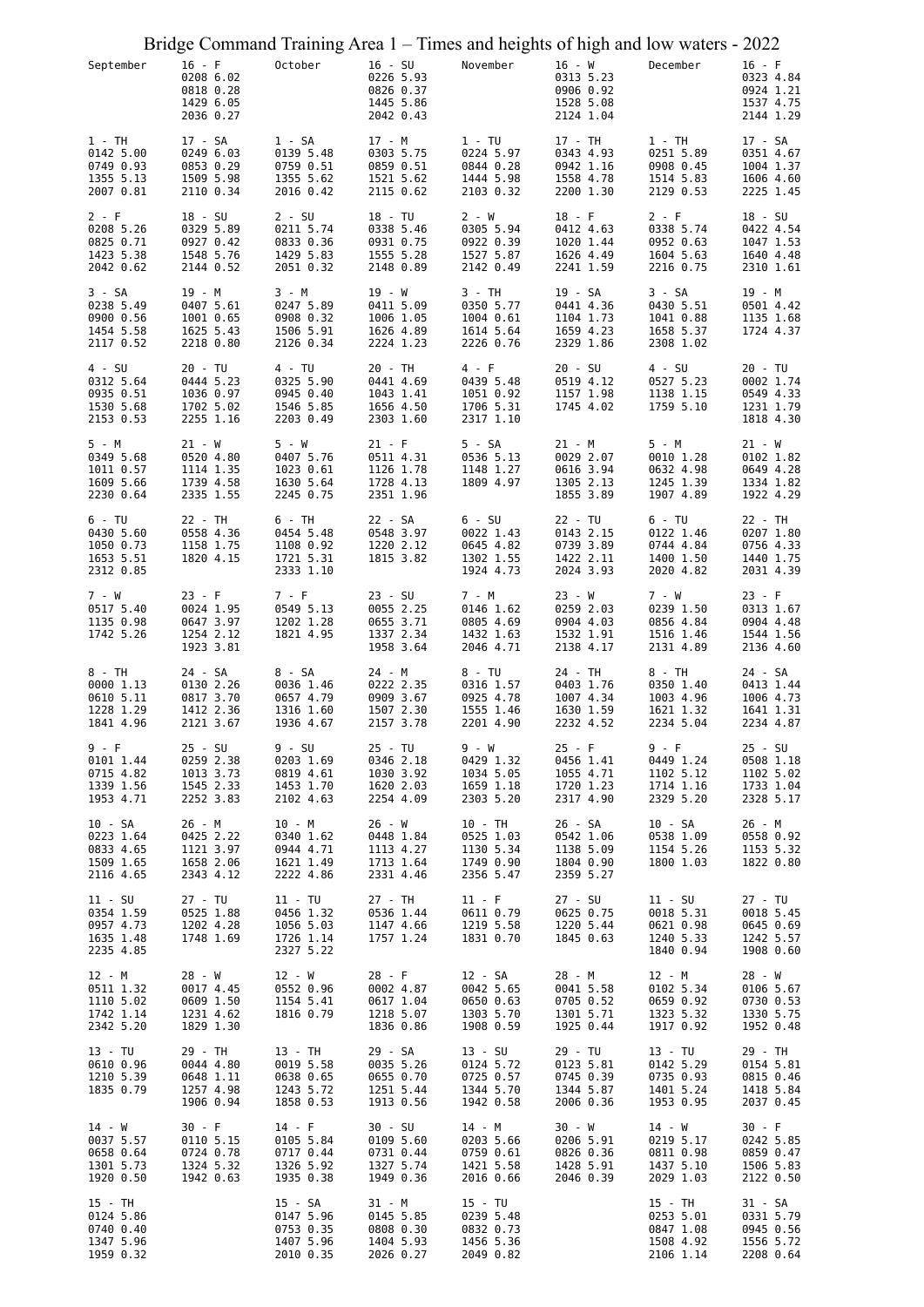# Bridge Command Training Area 1 – Times and heights of high and low waters - 2022

| | | | | | | | |
|---|---|---|---|---|---|---|---|
| September | 16 - F<br>0208 6.02<br>0818 0.28<br>1429 6.05<br>2036 0.27 | October | 16 - SU<br>0226 5.93<br>0826 0.37<br>1445 5.86<br>2042 0.43 | November | 16 - W<br>0313 5.23<br>0906 0.92<br>1528 5.08<br>2124 1.04 | December | 16 - F<br>0323 4.84<br>0924 1.21<br>1537 4.75<br>2144 1.29 |
| 1 - TH<br>0142 5.00<br>0749 0.93<br>1355 5.13<br>2007 0.81 | 17 - SA<br>0249 6.03<br>0853 0.29<br>1509 5.98<br>2110 0.34 | 1 - SA<br>0139 5.48<br>0759 0.51<br>1355 5.62<br>2016 0.42 | 17 - M<br>0303 5.75<br>0859 0.51<br>1521 5.62<br>2115 0.62 | 1 - TU<br>0224 5.97<br>0844 0.28<br>1444 5.98<br>2103 0.32 | 17 - TH<br>0343 4.93<br>0942 1.16<br>1558 4.78<br>2200 1.30 | 1 - TH<br>0251 5.89<br>0908 0.45<br>1514 5.83<br>2129 0.53 | 17 - SA<br>0351 4.67<br>1004 1.37<br>1606 4.60<br>2225 1.45 |
| 2 - F<br>0208 5.26<br>0825 0.71<br>1423 5.38<br>2042 0.62 | 18 - SU<br>0329 5.89<br>0927 0.42<br>1548 5.76<br>2144 0.52 | 2 - SU<br>0211 5.74<br>0833 0.36<br>1429 5.83<br>2051 0.32 | 18 - TU<br>0338 5.46<br>0931 0.75<br>1555 5.28<br>2148 0.89 | 2 - W<br>0305 5.94<br>0922 0.39<br>1527 5.87<br>2142 0.49 | 18 - F<br>0412 4.63<br>1020 1.44<br>1626 4.49<br>2241 1.59 | 2 - F<br>0338 5.74<br>0952 0.63<br>1604 5.63<br>2216 0.75 | 18 - SU<br>0422 4.54<br>1047 1.53<br>1640 4.48<br>2310 1.61 |
| 3 - SA<br>0238 5.49<br>0900 0.56<br>1454 5.58<br>2117 0.52 | 19 - M<br>0407 5.61<br>1001 0.65<br>1625 5.43<br>2218 0.80 | 3 - M<br>0247 5.89<br>0908 0.32<br>1506 5.91<br>2126 0.34 | 19 - W<br>0411 5.09<br>1006 1.05<br>1626 4.89<br>2224 1.23 | 3 - TH<br>0350 5.77<br>1004 0.61<br>1614 5.64<br>2226 0.76 | 19 - SA<br>0441 4.36<br>1104 1.73<br>1659 4.23<br>2329 1.86 | 3 - SA<br>0430 5.51<br>1041 0.88<br>1658 5.37<br>2308 1.02 | 19 - M<br>0501 4.42<br>1135 1.68<br>1724 4.37 |
| 4 - SU<br>0312 5.64<br>0935 0.51<br>1530 5.68<br>2153 0.53 | 20 - TU<br>0444 5.23<br>1036 0.97<br>1702 5.02<br>2255 1.16 | 4 - TU<br>0325 5.90<br>0945 0.40<br>1546 5.85<br>2203 0.49 | 20 - TH<br>0441 4.69<br>1043 1.41<br>1656 4.50<br>2303 1.60 | 4 - F<br>0439 5.48<br>1051 0.92<br>1706 5.31<br>2317 1.10 | 20 - SU<br>0519 4.12<br>1157 1.98<br>1745 4.02 | 4 - SU<br>0527 5.23<br>1138 1.15<br>1759 5.10 | 20 - TU<br>0002 1.74<br>0549 4.33<br>1231 1.79<br>1818 4.30 |
| 5 - M<br>0349 5.68<br>1011 0.57<br>1609 5.66<br>2230 0.64 | 21 - W<br>0520 4.80<br>1114 1.35<br>1739 4.58<br>2335 1.55 | 5 - W<br>0407 5.76<br>1023 0.61<br>1630 5.64<br>2245 0.75 | 21 - F<br>0511 4.31<br>1126 1.78<br>1728 4.13<br>2351 1.96 | 5 - SA<br>0536 5.13<br>1148 1.27<br>1809 4.97 | 21 - M<br>0029 2.07<br>0616 3.94<br>1305 2.13<br>1855 3.89 | 5 - M<br>0010 1.28<br>0632 4.98<br>1245 1.39<br>1907 4.89 | 21 - W<br>0102 1.82<br>0649 4.28<br>1334 1.82<br>1922 4.29 |
| 6 - TU<br>0430 5.60<br>1050 0.73<br>1653 5.51<br>2312 0.85 | 22 - TH<br>0558 4.36<br>1158 1.75<br>1820 4.15 | 6 - TH<br>0454 5.48<br>1108 0.92<br>1721 5.31<br>2333 1.10 | 22 - SA<br>0548 3.97<br>1220 2.12<br>1815 3.82 | 6 - SU<br>0022 1.43<br>0645 4.82<br>1302 1.55<br>1924 4.73 | 22 - TU<br>0143 2.15<br>0739 3.89<br>1422 2.11<br>2024 3.93 | 6 - TU<br>0122 1.46<br>0744 4.84<br>1400 1.50<br>2020 4.82 | 22 - TH<br>0207 1.80<br>0756 4.33<br>1440 1.75<br>2031 4.39 |
| 7 - W<br>0517 5.40<br>1135 0.98<br>1742 5.26 | 23 - F<br>0024 1.95<br>0647 3.97<br>1254 2.12<br>1923 3.81 | 7 - F<br>0549 5.13<br>1202 1.28<br>1821 4.95 | 23 - SU<br>0055 2.25<br>0655 3.71<br>1337 2.34<br>1958 3.64 | 7 - M<br>0146 1.62<br>0805 4.69<br>1432 1.63<br>2046 4.71 | 23 - W<br>0259 2.03<br>0904 4.03<br>1532 1.91<br>2138 4.17 | 7 - W<br>0239 1.50<br>0856 4.84<br>1516 1.46<br>2131 4.89 | 23 - F<br>0313 1.67<br>0904 4.48<br>1544 1.56<br>2136 4.60 |
| 8 - TH<br>0000 1.13<br>0610 5.11<br>1228 1.29<br>1841 4.96 | 24 - SA<br>0130 2.26<br>0817 3.70<br>1412 2.36<br>2121 3.67 | 8 - SA<br>0036 1.46<br>0657 4.79<br>1316 1.60<br>1936 4.67 | 24 - M<br>0222 2.35<br>0909 3.67<br>1507 2.30<br>2157 3.78 | 8 - TU<br>0316 1.57<br>0925 4.78<br>1555 1.46<br>2201 4.90 | 24 - TH<br>0403 1.76<br>1007 4.34<br>1630 1.59<br>2232 4.52 | 8 - TH<br>0350 1.40<br>1003 4.96<br>1621 1.32<br>2234 5.04 | 24 - SA<br>0413 1.44<br>1006 4.73<br>1641 1.31<br>2234 4.87 |
| 9 - F<br>0101 1.44<br>0715 4.82<br>1339 1.56<br>1953 4.71 | 25 - SU<br>0259 2.38<br>1013 3.73<br>1545 2.33<br>2252 3.83 | 9 - SU<br>0203 1.69<br>0819 4.61<br>1453 1.70<br>2102 4.63 | 25 - TU<br>0346 2.18<br>1030 3.92<br>1620 2.03<br>2254 4.09 | 9 - W<br>0429 1.32<br>1034 5.05<br>1659 1.18<br>2303 5.20 | 25 - F<br>0456 1.41<br>1055 4.71<br>1720 1.23<br>2317 4.90 | 9 - F<br>0449 1.24<br>1102 5.12<br>1714 1.16<br>2329 5.20 | 25 - SU<br>0508 1.18<br>1102 5.02<br>1733 1.04<br>2328 5.17 |
| 10 - SA<br>0223 1.64<br>0833 4.65<br>1509 1.65<br>2116 4.65 | 26 - M<br>0425 2.22<br>1121 3.97<br>1658 2.06<br>2343 4.12 | 10 - M<br>0340 1.62<br>0944 4.71<br>1621 1.49<br>2222 4.86 | 26 - W<br>0448 1.84<br>1113 4.27<br>1713 1.64<br>2331 4.46 | 10 - TH<br>0525 1.03<br>1130 5.34<br>1749 0.90<br>2356 5.47 | 26 - SA<br>0542 1.06<br>1138 5.09<br>1804 0.90<br>2359 5.27 | 10 - SA<br>0538 1.09<br>1154 5.26<br>1800 1.03 | 26 - M<br>0558 0.92<br>1153 5.32<br>1822 0.80 |
| 11 - SU<br>0354 1.59<br>0957 4.73<br>1635 1.48<br>2235 4.85 | 27 - TU<br>0525 1.88<br>1202 4.28<br>1748 1.69 | 11 - TU<br>0456 1.32<br>1056 5.03<br>1726 1.14<br>2327 5.22 | 27 - TH<br>0536 1.44<br>1147 4.66<br>1757 1.24 | 11 - F<br>0611 0.79<br>1219 5.58<br>1831 0.70 | 27 - SU<br>0625 0.75<br>1220 5.44<br>1845 0.63 | 11 - SU<br>0018 5.31<br>0621 0.98<br>1240 5.33<br>1840 0.94 | 27 - TU<br>0018 5.45<br>0645 0.69<br>1242 5.57<br>1908 0.60 |
| 12 - M<br>0511 1.32<br>1110 5.02<br>1742 1.14<br>2342 5.20 | 28 - W<br>0017 4.45<br>0609 1.50<br>1231 4.62<br>1829 1.30 | 12 - W<br>0552 0.96<br>1154 5.41<br>1816 0.79 | 28 - F<br>0002 4.87<br>0617 1.04<br>1218 5.07<br>1836 0.86 | 12 - SA<br>0042 5.65<br>0650 0.63<br>1303 5.70<br>1908 0.59 | 28 - M<br>0041 5.58<br>0705 0.52<br>1301 5.71<br>1925 0.44 | 12 - M<br>0102 5.34<br>0659 0.92<br>1323 5.32<br>1917 0.92 | 28 - W<br>0106 5.67<br>0730 0.53<br>1330 5.75<br>1952 0.48 |
| 13 - TU<br>0610 0.96<br>1210 5.39<br>1835 0.79 | 29 - TH<br>0044 4.80<br>0648 1.11<br>1257 4.98<br>1906 0.94 | 13 - TH<br>0019 5.58<br>0638 0.65<br>1243 5.72<br>1858 0.53 | 29 - SA<br>0035 5.26<br>0655 0.70<br>1251 5.44<br>1913 0.56 | 13 - SU<br>0124 5.72<br>0725 0.57<br>1344 5.70<br>1942 0.58 | 29 - TU<br>0123 5.81<br>0745 0.39<br>1344 5.87<br>2006 0.36 | 13 - TU<br>0142 5.29<br>0735 0.93<br>1401 5.24<br>1953 0.95 | 29 - TH<br>0154 5.81<br>0815 0.46<br>1418 5.84<br>2037 0.45 |
| 14 - W<br>0037 5.57<br>0658 0.64<br>1301 5.73<br>1920 0.50 | 30 - F<br>0110 5.15<br>0724 0.78<br>1324 5.32<br>1942 0.63 | 14 - F<br>0105 5.84<br>0717 0.44<br>1326 5.92<br>1935 0.38 | 30 - SU<br>0109 5.60<br>0731 0.44<br>1327 5.74<br>1949 0.36 | 14 - M<br>0203 5.66<br>0759 0.61<br>1421 5.58<br>2016 0.66 | 30 - W<br>0206 5.91<br>0826 0.36<br>1428 5.91<br>2046 0.39 | 14 - W<br>0219 5.17<br>0811 0.98<br>1437 5.10<br>2029 1.03 | 30 - F<br>0242 5.85<br>0859 0.47<br>1506 5.83<br>2122 0.50 |
| 15 - TH<br>0124 5.86<br>0740 0.40<br>1347 5.96<br>1959 0.32 | | 15 - SA<br>0147 5.96<br>0753 0.35<br>1407 5.96<br>2010 0.35 | 31 - M<br>0145 5.85<br>0808 0.30<br>1404 5.93<br>2026 0.27 | 15 - TU<br>0239 5.48<br>0832 0.73<br>1456 5.36<br>2049 0.82 | | 15 - TH<br>0253 5.01<br>0847 1.08<br>1508 4.92<br>2106 1.14 | 31 - SA<br>0331 5.79<br>0945 0.56<br>1556 5.72<br>2208 0.64 |